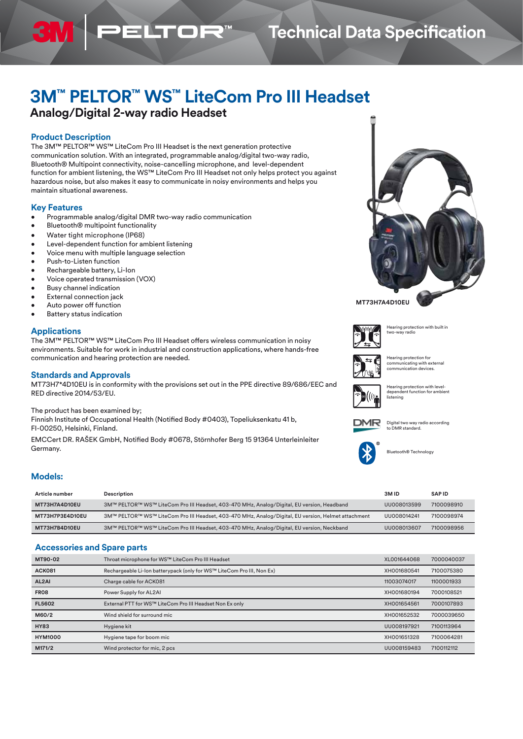# 3M™ PELTOR™ WS™ LiteCom Pro III Headset

## Analog/Digital 2-way radio Headset

### Product Description

The 3M™ PELTOR™ WS™ LiteCom Pro III Headset is the next generation protective communication solution. With an integrated, programmable analog/digital two-way radio, Bluetooth® Multipoint connectivity, noise-cancelling microphone, and level-dependent function for ambient listening, the WS™ LiteCom Pro III Headset not only helps protect you against hazardous noise, but also makes it easy to communicate in noisy environments and helps you maintain situational awareness.

### Key Features

- Programmable analog/digital DMR two-way radio communication
- Bluetooth® multipoint functionality
- Water tight microphone (IP68)
- Level-dependent function for ambient listening
- Voice menu with multiple language selection
- Push-to-Listen function
- Rechargeable battery, Li-Ion
- Voice operated transmission (VOX)
- Busy channel indication
- External connection jack
- Auto power off function
- Battery status indication

MT73H7A4D10EU

### Applications

The 3M™ PELTOR™ WS™ LiteCom Pro III Headset offers wireless communication in noisy environments. Suitable for work in industrial and construction applications, where hands-free communication and hearing protection are needed.

Hearing protection with built in two-way radio

Hearing protection for communicating with external communication devices.

Hearing protection with level-dependent function for ambient listening

Digital two way radio according to DMR standard.

Bluetooth® Technology

### Standards and Approvals

MT73H7*4D10EU is in conformity with the provisions set out in the PPE directive 89/686/EEC and RED directive 2014/53/EU.

The product has been examined by;
Finnish Institute of Occupational Health (Notified Body #0403), Topeliuksenkatu 41 b, FI-00250, Helsinki, Finland.

EMCCert DR. RAŠEK GmbH, Notified Body #0678, Störnhofer Berg 15 91364 Unterleinleiter Germany.

### Models:

| Article number | Description | 3M ID | SAP ID |
|---|---|---|---|
| MT73H7A4D10EU | 3M™ PELTOR™ WS™ LiteCom Pro III Headset, 403-470 MHz, Analog/Digital, EU version, Headband | UU008013599 | 7100098910 |
| MT73H7P3E4D10EU | 3M™ PELTOR™ WS™ LiteCom Pro III Headset, 403-470 MHz, Analog/Digital, EU version, Helmet attachment | UU008014241 | 7100098974 |
| MT73H7B4D10EU | 3M™ PELTOR™ WS™ LiteCom Pro III Headset, 403-470 MHz, Analog/Digital, EU version, Neckband | UU008013607 | 7100098956 |

### Accessories and Spare parts

| | | | |
|---|---|---|---|
| MT90-02 | Throat microphone for WS™ LiteCom Pro III Headset | XL001644068 | 7000040037 |
| ACK081 | Rechargeable Li-Ion batterypack (only for WS™ LiteCom Pro III, Non Ex) | XH001680541 | 7100075380 |
| AL2AI | Charge cable for ACK081 | 11003074017 | 1100001933 |
| FR08 | Power Supply for AL2AI | XH001680194 | 7000108521 |
| FL5602 | External PTT for WS™ LiteCom Pro III Headset Non Ex only | XH001654561 | 7000107893 |
| M60/2 | Wind shield for surround mic | XH001652532 | 7000039650 |
| HY83 | Hygiene kit | UU008197921 | 7100113964 |
| HYM1000 | Hygiene tape for boom mic | XH001651328 | 7100064281 |
| M171/2 | Wind protector for mic, 2 pcs | UU008159483 | 7100112112 |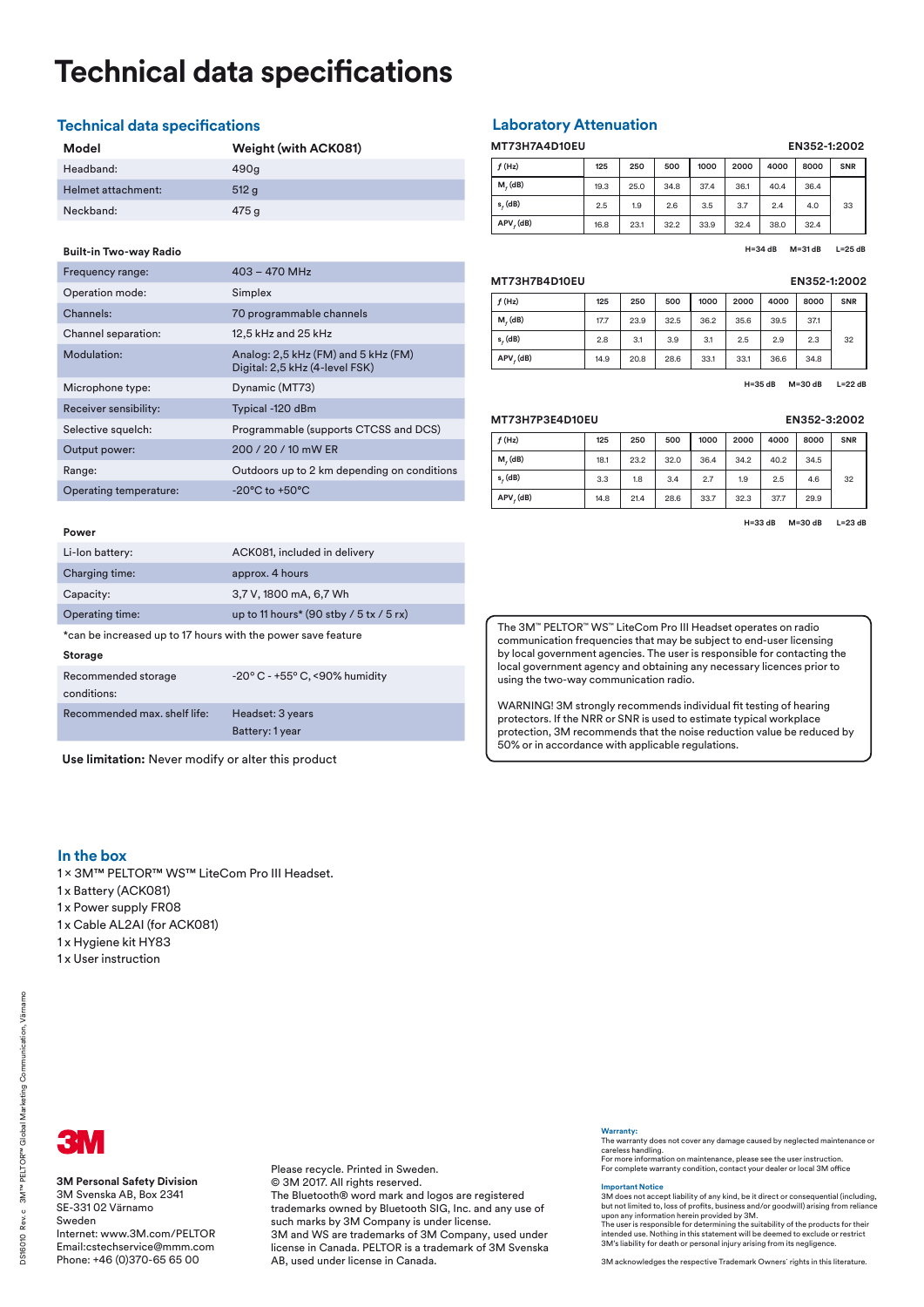# Technical data specifications

## Technical data specifications

| Model | Weight (with ACK081) |
|---|---|
| Headband: | 490g |
| Helmet attachment: | 512 g |
| Neckband: | 475 g |

**Built-in Two-way Radio**

| | |
|---|---|
| Frequency range: | 403 – 470 MHz |
| Operation mode: | Simplex |
| Channels: | 70 programmable channels |
| Channel separation: | 12,5 kHz and 25 kHz |
| Modulation: | Analog: 2,5 kHz (FM) and 5 kHz (FM)<br>Digital: 2,5 kHz (4-level FSK) |
| Microphone type: | Dynamic (MT73) |
| Receiver sensibility: | Typical -120 dBm |
| Selective squelch: | Programmable (supports CTCSS and DCS) |
| Output power: | 200 / 20 / 10 mW ER |
| Range: | Outdoors up to 2 km depending on conditions |
| Operating temperature: | -20°C to +50°C |

**Power**

| | |
|---|---|
| Li-Ion battery: | ACK081, included in delivery |
| Charging time: | approx. 4 hours |
| Capacity: | 3,7 V, 1800 mA, 6,7 Wh |
| Operating time: | up to 11 hours* (90 stby / 5 tx / 5 rx) |

*can be increased up to 17 hours with the power save feature

**Storage**

| | |
|---|---|
| Recommended storage conditions: | -20° C - +55° C, <90% humidity |
| Recommended max. shelf life: | Headset: 3 years<br>Battery: 1 year |

**Use limitation:** Never modify or alter this product

## Laboratory Attenuation

**MT73H7A4D10EU** — EN352-1:2002

| f (Hz) | 125 | 250 | 500 | 1000 | 2000 | 4000 | 8000 | SNR |
|---|---|---|---|---|---|---|---|---|
| $M_f$ (dB) | 19.3 | 25.0 | 34.8 | 37.4 | 36.1 | 40.4 | 36.4 | 33 |
| $s_f$ (dB) | 2.5 | 1.9 | 2.6 | 3.5 | 3.7 | 2.4 | 4.0 | |
| $APV_f$ (dB) | 16.8 | 23.1 | 32.2 | 33.9 | 32.4 | 38.0 | 32.4 | |

H=34 dB M=31 dB L=25 dB

**MT73H7B4D10EU** — EN352-1:2002

| f (Hz) | 125 | 250 | 500 | 1000 | 2000 | 4000 | 8000 | SNR |
|---|---|---|---|---|---|---|---|---|
| $M_f$ (dB) | 17.7 | 23.9 | 32.5 | 36.2 | 35.6 | 39.5 | 37.1 | 32 |
| $s_f$ (dB) | 2.8 | 3.1 | 3.9 | 3.1 | 2.5 | 2.9 | 2.3 | |
| $APV_f$ (dB) | 14.9 | 20.8 | 28.6 | 33.1 | 33.1 | 36.6 | 34.8 | |

H=35 dB M=30 dB L=22 dB

**MT73H7P3E4D10EU** — EN352-3:2002

| f (Hz) | 125 | 250 | 500 | 1000 | 2000 | 4000 | 8000 | SNR |
|---|---|---|---|---|---|---|---|---|
| $M_f$ (dB) | 18.1 | 23.2 | 32.0 | 36.4 | 34.2 | 40.2 | 34.5 | 32 |
| $s_f$ (dB) | 3.3 | 1.8 | 3.4 | 2.7 | 1.9 | 2.5 | 4.6 | |
| $APV_f$ (dB) | 14.8 | 21.4 | 28.6 | 33.7 | 32.3 | 37.7 | 29.9 | |

H=33 dB M=30 dB L=23 dB

The 3M™ PELTOR™ WS™ LiteCom Pro III Headset operates on radio communication frequencies that may be subject to end-user licensing by local government agencies. The user is responsible for contacting the local government agency and obtaining any necessary licences prior to using the two-way communication radio.

WARNING! 3M strongly recommends individual fit testing of hearing protectors. If the NRR or SNR is used to estimate typical workplace protection, 3M recommends that the noise reduction value be reduced by 50% or in accordance with applicable regulations.

## In the box

1 × 3M™ PELTOR™ WS™ LiteCom Pro III Headset.
1 x Battery (ACK081)
1 x Power supply FR08
1 x Cable AL2AI (for ACK081)
1 x Hygiene kit HY83
1 x User instruction

**3M Personal Safety Division**
3M Svenska AB, Box 2341
SE-331 02 Värnamo
Sweden
Internet: www.3M.com/PELTOR
Email:cstechservice@mmm.com
Phone: +46 (0)370-65 65 00

Please recycle. Printed in Sweden.
© 3M 2017. All rights reserved.
The Bluetooth® word mark and logos are registered trademarks owned by Bluetooth SIG, Inc. and any use of such marks by 3M Company is under license.
3M and WS are trademarks of 3M Company, used under license in Canada. PELTOR is a trademark of 3M Svenska AB, used under license in Canada.

**Warranty:**
The warranty does not cover any damage caused by neglected maintenance or careless handling.
For more information on maintenance, please see the user instruction.
For complete warranty condition, contact your dealer or local 3M office

**Important Notice**
3M does not accept liability of any kind, be it direct or consequential (including, but not limited to, loss of profits, business and/or goodwill) arising from reliance upon any information herein provided by 3M.
The user is responsible for determining the suitability of the products for their intended use. Nothing in this statement will be deemed to exclude or restrict 3M's liability for death or personal injury arising from its negligence.

3M acknowledges the respective Trademark Owners' rights in this literature.

DS16010 Rev. c 3M™ PELTOR™ Global Marketing Communication, Värnamo